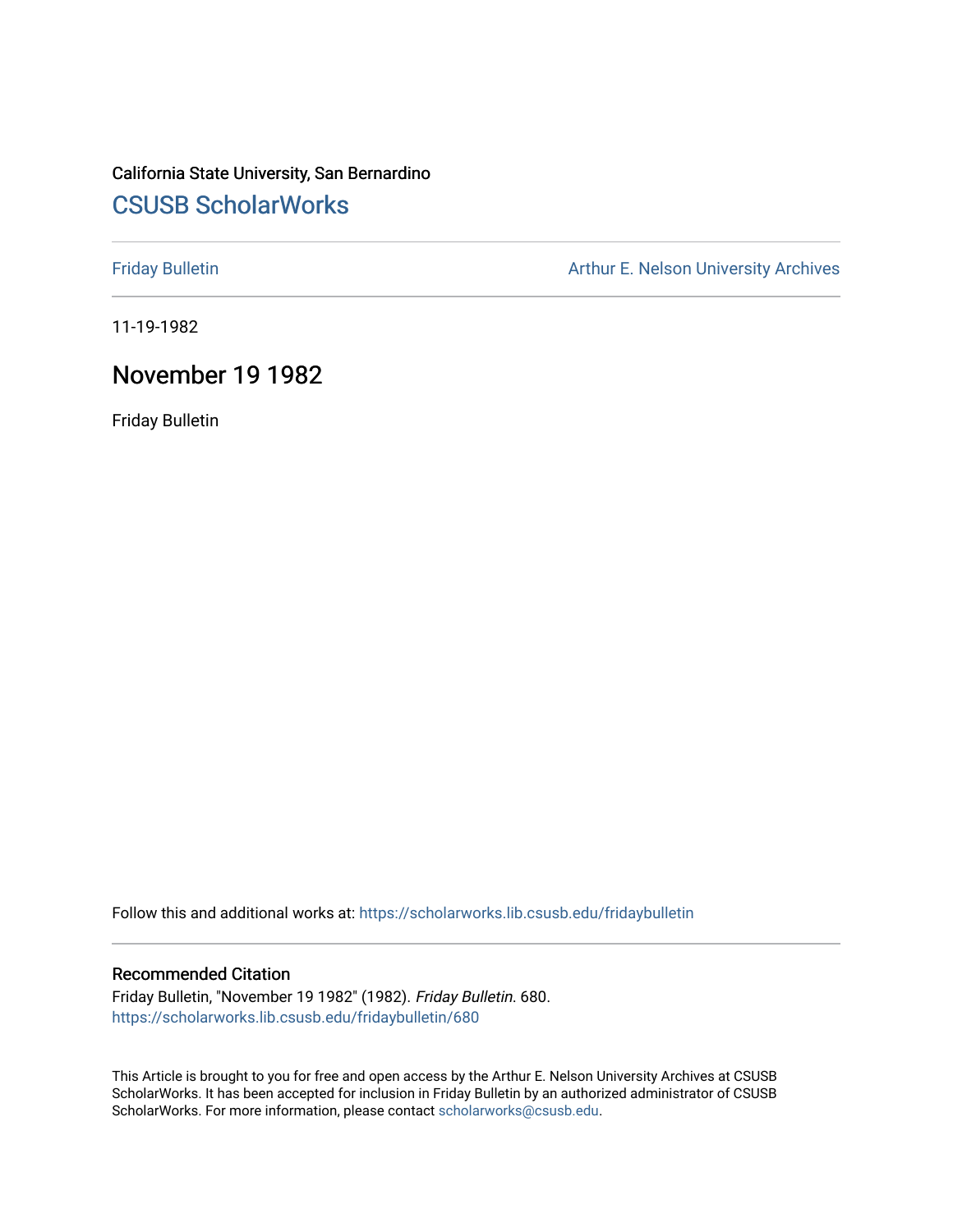California State University, San Bernardino

## CSUSB ScholarWorks

Friday Bulletin

Arthur E. Nelson University Archives

11-19-1982

# November 19 1982

Friday Bulletin

Follow this and additional works at: https://scholarworks.lib.csusb.edu/fridaybulletin

### Recommended Citation

Friday Bulletin, "November 19 1982" (1982). *Friday Bulletin*. 680.
https://scholarworks.lib.csusb.edu/fridaybulletin/680

This Article is brought to you for free and open access by the Arthur E. Nelson University Archives at CSUSB ScholarWorks. It has been accepted for inclusion in Friday Bulletin by an authorized administrator of CSUSB ScholarWorks. For more information, please contact scholarworks@csusb.edu.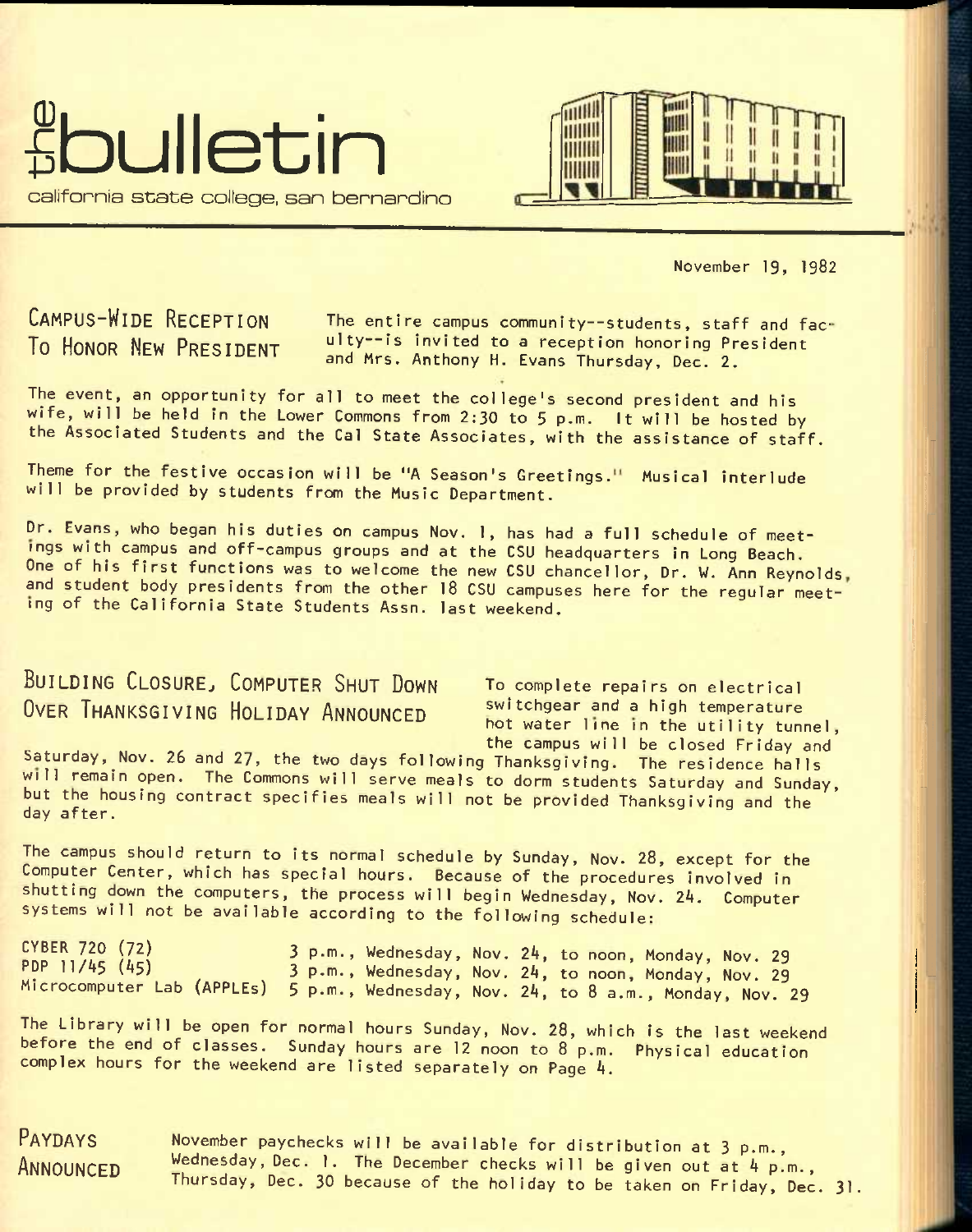# the bulletin

california state college, san bernardino

November 19, 1982

## CAMPUS-WIDE RECEPTION TO HONOR NEW PRESIDENT

The entire campus community--students, staff and faculty--is invited to a reception honoring President and Mrs. Anthony H. Evans Thursday, Dec. 2.

The event, an opportunity for all to meet the college's second president and his wife, will be held in the Lower Commons from 2:30 to 5 p.m. It will be hosted by the Associated Students and the Cal State Associates, with the assistance of staff.

Theme for the festive occasion will be "A Season's Greetings." Musical interlude will be provided by students from the Music Department.

Dr. Evans, who began his duties on campus Nov. 1, has had a full schedule of meetings with campus and off-campus groups and at the CSU headquarters in Long Beach. One of his first functions was to welcome the new CSU chancellor, Dr. W. Ann Reynolds, and student body presidents from the other 18 CSU campuses here for the regular meeting of the California State Students Assn. last weekend.

## BUILDING CLOSURE, COMPUTER SHUT DOWN OVER THANKSGIVING HOLIDAY ANNOUNCED

To complete repairs on electrical switchgear and a high temperature hot water line in the utility tunnel, the campus will be closed Friday and Saturday, Nov. 26 and 27, the two days following Thanksgiving. The residence halls will remain open. The Commons will serve meals to dorm students Saturday and Sunday, but the housing contract specifies meals will not be provided Thanksgiving and the day after.

The campus should return to its normal schedule by Sunday, Nov. 28, except for the Computer Center, which has special hours. Because of the procedures involved in shutting down the computers, the process will begin Wednesday, Nov. 24. Computer systems will not be available according to the following schedule:

| | |
|---|---|
| CYBER 720 (72) | 3 p.m., Wednesday, Nov. 24, to noon, Monday, Nov. 29 |
| PDP 11/45 (45) | 3 p.m., Wednesday, Nov. 24, to noon, Monday, Nov. 29 |
| Microcomputer Lab (APPLEs) | 5 p.m., Wednesday, Nov. 24, to 8 a.m., Monday, Nov. 29 |

The Library will be open for normal hours Sunday, Nov. 28, which is the last weekend before the end of classes. Sunday hours are 12 noon to 8 p.m. Physical education complex hours for the weekend are listed separately on Page 4.

## PAYDAYS ANNOUNCED

November paychecks will be available for distribution at 3 p.m., Wednesday, Dec. 1. The December checks will be given out at 4 p.m., Thursday, Dec. 30 because of the holiday to be taken on Friday, Dec. 31.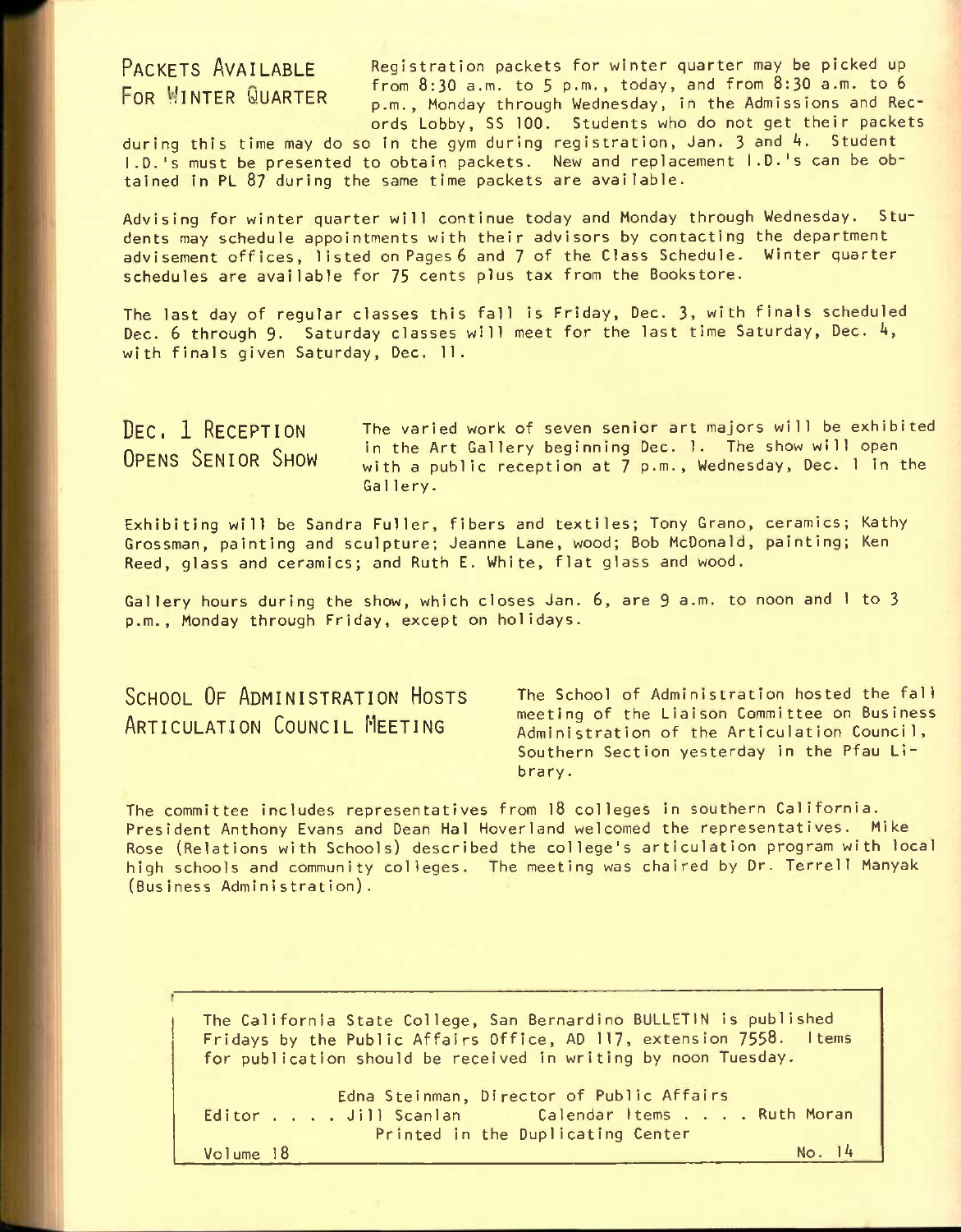## Packets Available For Winter Quarter

Registration packets for winter quarter may be picked up from 8:30 a.m. to 5 p.m., today, and from 8:30 a.m. to 6 p.m., Monday through Wednesday, in the Admissions and Records Lobby, SS 100. Students who do not get their packets during this time may do so in the gym during registration, Jan. 3 and 4. Student I.D.'s must be presented to obtain packets. New and replacement I.D.'s can be obtained in PL 87 during the same time packets are available.

Advising for winter quarter will continue today and Monday through Wednesday. Students may schedule appointments with their advisors by contacting the department advisement offices, listed on Pages 6 and 7 of the Class Schedule. Winter quarter schedules are available for 75 cents plus tax from the Bookstore.

The last day of regular classes this fall is Friday, Dec. 3, with finals scheduled Dec. 6 through 9. Saturday classes will meet for the last time Saturday, Dec. 4, with finals given Saturday, Dec. 11.

## Dec. 1 Reception Opens Senior Show

The varied work of seven senior art majors will be exhibited in the Art Gallery beginning Dec. 1. The show will open with a public reception at 7 p.m., Wednesday, Dec. 1 in the Gallery.

Exhibiting will be Sandra Fuller, fibers and textiles; Tony Grano, ceramics; Kathy Grossman, painting and sculpture; Jeanne Lane, wood; Bob McDonald, painting; Ken Reed, glass and ceramics; and Ruth E. White, flat glass and wood.

Gallery hours during the show, which closes Jan. 6, are 9 a.m. to noon and 1 to 3 p.m., Monday through Friday, except on holidays.

## School Of Administration Hosts Articulation Council Meeting

The School of Administration hosted the fall meeting of the Liaison Committee on Business Administration of the Articulation Council, Southern Section yesterday in the Pfau Library.

The committee includes representatives from 18 colleges in southern California. President Anthony Evans and Dean Hal Hoverland welcomed the representatives. Mike Rose (Relations with Schools) described the college's articulation program with local high schools and community colleges. The meeting was chaired by Dr. Terrell Manyak (Business Administration).

---

The California State College, San Bernardino BULLETIN is published Fridays by the Public Affairs Office, AD 117, extension 7558. Items for publication should be received in writing by noon Tuesday.

Edna Steinman, Director of Public Affairs
Editor . . . . Jill Scanlan  Calendar Items . . . . Ruth Moran
Printed in the Duplicating Center

Volume 18  No. 14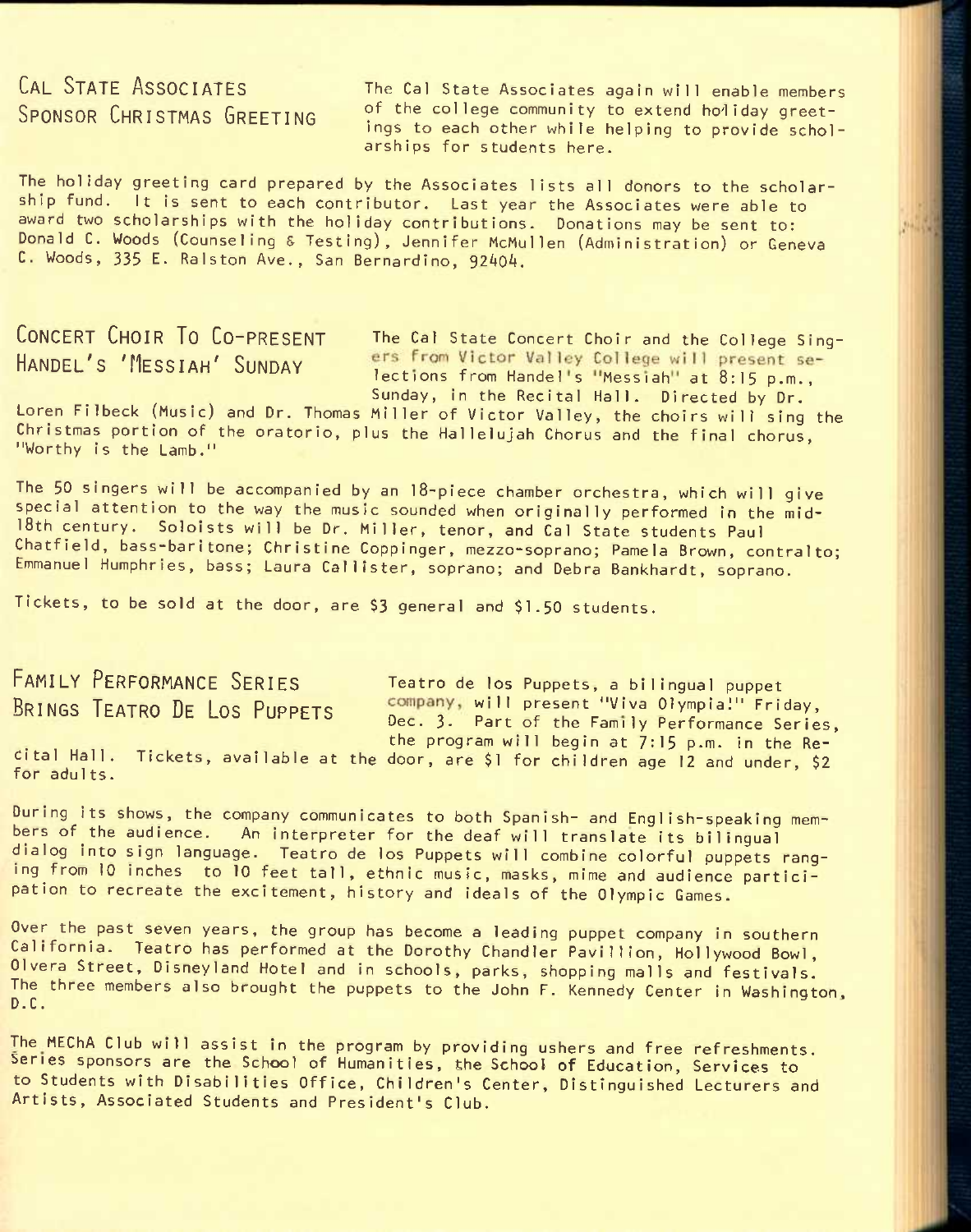## Cal State Associates Sponsor Christmas Greeting

The Cal State Associates again will enable members of the college community to extend holiday greetings to each other while helping to provide scholarships for students here.

The holiday greeting card prepared by the Associates lists all donors to the scholarship fund. It is sent to each contributor. Last year the Associates were able to award two scholarships with the holiday contributions. Donations may be sent to: Donald C. Woods (Counseling & Testing), Jennifer McMullen (Administration) or Geneva C. Woods, 335 E. Ralston Ave., San Bernardino, 92404.

## Concert Choir To Co-Present Handel's 'Messiah' Sunday

The Cal State Concert Choir and the College Singers from Victor Valley College will present selections from Handel's "Messiah" at 8:15 p.m., Sunday, in the Recital Hall. Directed by Dr. Loren Filbeck (Music) and Dr. Thomas Miller of Victor Valley, the choirs will sing the Christmas portion of the oratorio, plus the Hallelujah Chorus and the final chorus, "Worthy is the Lamb."

The 50 singers will be accompanied by an 18-piece chamber orchestra, which will give special attention to the way the music sounded when originally performed in the mid-18th century. Soloists will be Dr. Miller, tenor, and Cal State students Paul Chatfield, bass-baritone; Christine Coppinger, mezzo-soprano; Pamela Brown, contralto; Emmanuel Humphries, bass; Laura Callister, soprano; and Debra Bankhardt, soprano.

Tickets, to be sold at the door, are $3 general and $1.50 students.

## Family Performance Series Brings Teatro De Los Puppets

Teatro de los Puppets, a bilingual puppet company, will present "Viva Olympia!" Friday, Dec. 3. Part of the Family Performance Series, the program will begin at 7:15 p.m. in the Recital Hall. Tickets, available at the door, are $1 for children age 12 and under, $2 for adults.

During its shows, the company communicates to both Spanish- and English-speaking members of the audience. An interpreter for the deaf will translate its bilingual dialog into sign language. Teatro de los Puppets will combine colorful puppets ranging from 10 inches to 10 feet tall, ethnic music, masks, mime and audience participation to recreate the excitement, history and ideals of the Olympic Games.

Over the past seven years, the group has become a leading puppet company in southern California. Teatro has performed at the Dorothy Chandler Pavilion, Hollywood Bowl, Olvera Street, Disneyland Hotel and in schools, parks, shopping malls and festivals. The three members also brought the puppets to the John F. Kennedy Center in Washington, D.C.

The MEChA Club will assist in the program by providing ushers and free refreshments. Series sponsors are the School of Humanities, the School of Education, Services to Students with Disabilities Office, Children's Center, Distinguished Lecturers and Artists, Associated Students and President's Club.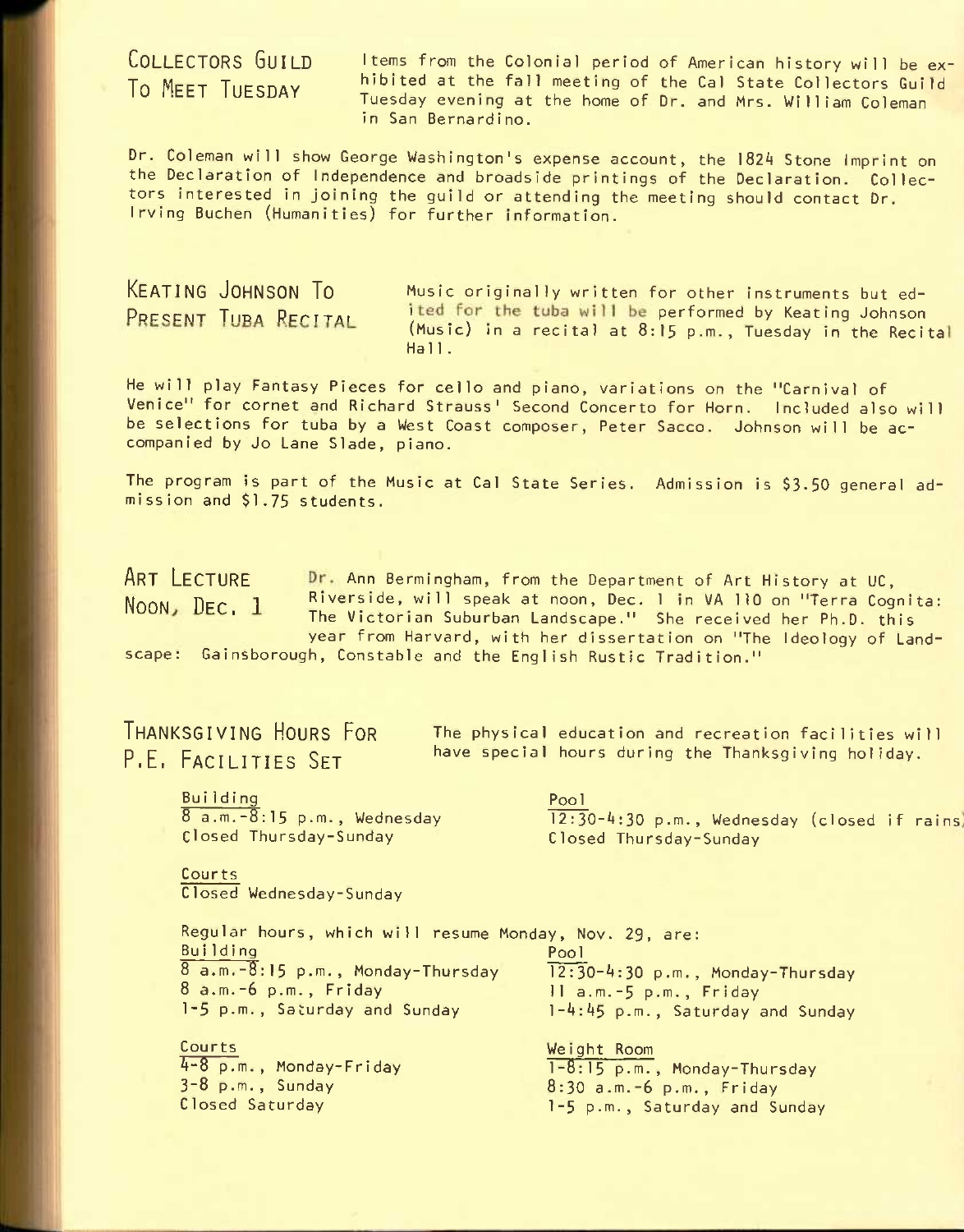## Collectors Guild To Meet Tuesday

Items from the Colonial period of American history will be exhibited at the fall meeting of the Cal State Collectors Guild Tuesday evening at the home of Dr. and Mrs. William Coleman in San Bernardino.

Dr. Coleman will show George Washington's expense account, the 1824 Stone Imprint on the Declaration of Independence and broadside printings of the Declaration. Collectors interested in joining the guild or attending the meeting should contact Dr. Irving Buchen (Humanities) for further information.

## Keating Johnson To Present Tuba Recital

Music originally written for other instruments but edited for the tuba will be performed by Keating Johnson (Music) in a recital at 8:15 p.m., Tuesday in the Recital Hall.

He will play Fantasy Pieces for cello and piano, variations on the "Carnival of Venice" for cornet and Richard Strauss' Second Concerto for Horn. Included also will be selections for tuba by a West Coast composer, Peter Sacco. Johnson will be accompanied by Jo Lane Slade, piano.

The program is part of the Music at Cal State Series. Admission is $3.50 general admission and $1.75 students.

## Art Lecture Noon, Dec. 1

Dr. Ann Bermingham, from the Department of Art History at UC, Riverside, will speak at noon, Dec. 1 in VA 110 on "Terra Cognita: The Victorian Suburban Landscape." She received her Ph.D. this year from Harvard, with her dissertation on "The Ideology of Landscape: Gainsborough, Constable and the English Rustic Tradition."

## Thanksgiving Hours For P.E. Facilities Set

The physical education and recreation facilities will have special hours during the Thanksgiving holiday.

Building
8 a.m.-8:15 p.m., Wednesday
Closed Thursday-Sunday

Pool
12:30-4:30 p.m., Wednesday (closed if rains)
Closed Thursday-Sunday

Courts
Closed Wednesday-Sunday

Regular hours, which will resume Monday, Nov. 29, are:

Building
8 a.m.-8:15 p.m., Monday-Thursday
8 a.m.-6 p.m., Friday
1-5 p.m., Saturday and Sunday

Pool
12:30-4:30 p.m., Monday-Thursday
11 a.m.-5 p.m., Friday
1-4:45 p.m., Saturday and Sunday

Courts
4-8 p.m., Monday-Friday
3-8 p.m., Sunday
Closed Saturday

Weight Room
1-8:15 p.m., Monday-Thursday
8:30 a.m.-6 p.m., Friday
1-5 p.m., Saturday and Sunday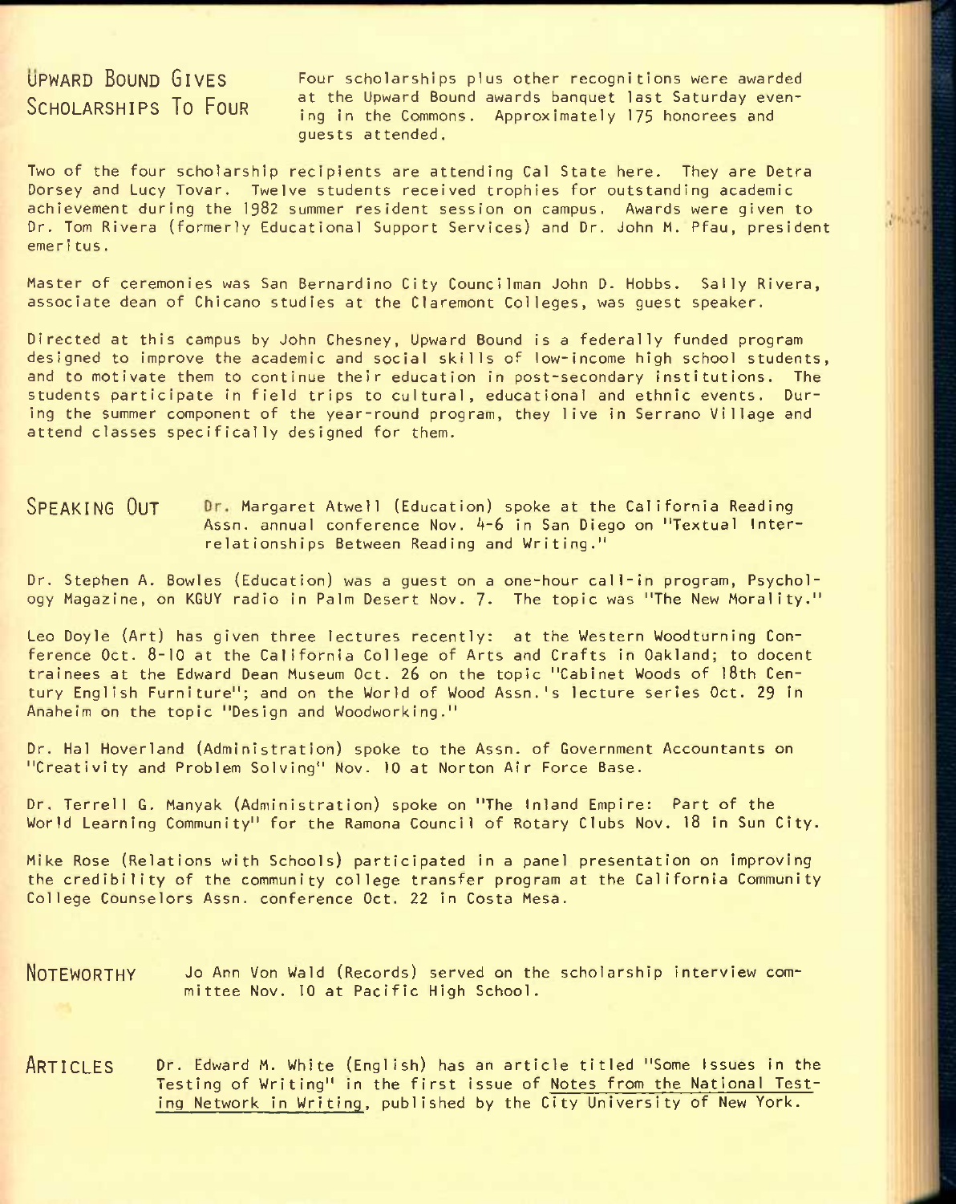## Upward Bound Gives Scholarships To Four

Four scholarships plus other recognitions were awarded at the Upward Bound awards banquet last Saturday evening in the Commons. Approximately 175 honorees and guests attended.

Two of the four scholarship recipients are attending Cal State here. They are Detra Dorsey and Lucy Tovar. Twelve students received trophies for outstanding academic achievement during the 1982 summer resident session on campus. Awards were given to Dr. Tom Rivera (formerly Educational Support Services) and Dr. John M. Pfau, president emeritus.

Master of ceremonies was San Bernardino City Councilman John D. Hobbs. Sally Rivera, associate dean of Chicano studies at the Claremont Colleges, was guest speaker.

Directed at this campus by John Chesney, Upward Bound is a federally funded program designed to improve the academic and social skills of low-income high school students, and to motivate them to continue their education in post-secondary institutions. The students participate in field trips to cultural, educational and ethnic events. During the summer component of the year-round program, they live in Serrano Village and attend classes specifically designed for them.

## Speaking Out

Dr. Margaret Atwell (Education) spoke at the California Reading Assn. annual conference Nov. 4-6 in San Diego on "Textual Interrelationships Between Reading and Writing."

Dr. Stephen A. Bowles (Education) was a guest on a one-hour call-in program, Psychology Magazine, on KGUY radio in Palm Desert Nov. 7. The topic was "The New Morality."

Leo Doyle (Art) has given three lectures recently: at the Western Woodturning Conference Oct. 8-10 at the California College of Arts and Crafts in Oakland; to docent trainees at the Edward Dean Museum Oct. 26 on the topic "Cabinet Woods of 18th Century English Furniture"; and on the World of Wood Assn.'s lecture series Oct. 29 in Anaheim on the topic "Design and Woodworking."

Dr. Hal Hoverland (Administration) spoke to the Assn. of Government Accountants on "Creativity and Problem Solving" Nov. 10 at Norton Air Force Base.

Dr. Terrell G. Manyak (Administration) spoke on "The Inland Empire: Part of the World Learning Community" for the Ramona Council of Rotary Clubs Nov. 18 in Sun City.

Mike Rose (Relations with Schools) participated in a panel presentation on improving the credibility of the community college transfer program at the California Community College Counselors Assn. conference Oct. 22 in Costa Mesa.

## Noteworthy

Jo Ann Von Wald (Records) served on the scholarship interview committee Nov. 10 at Pacific High School.

## Articles

Dr. Edward M. White (English) has an article titled "Some Issues in the Testing of Writing" in the first issue of Notes from the National Testing Network in Writing, published by the City University of New York.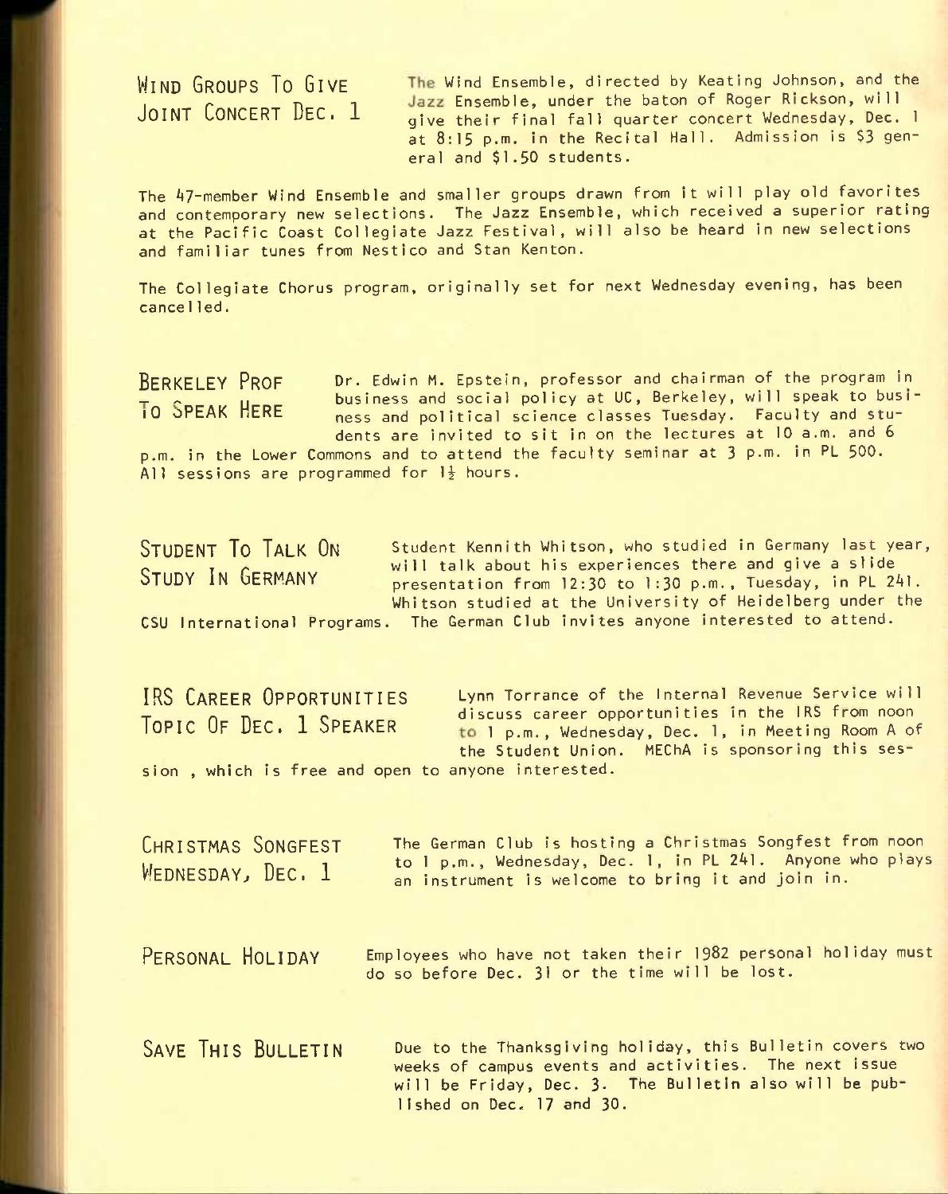## Wind Groups To Give Joint Concert Dec. 1

The Wind Ensemble, directed by Keating Johnson, and the Jazz Ensemble, under the baton of Roger Rickson, will give their final fall quarter concert Wednesday, Dec. 1 at 8:15 p.m. in the Recital Hall. Admission is $3 general and $1.50 students.

The 47-member Wind Ensemble and smaller groups drawn from it will play old favorites and contemporary new selections. The Jazz Ensemble, which received a superior rating at the Pacific Coast Collegiate Jazz Festival, will also be heard in new selections and familiar tunes from Nestico and Stan Kenton.

The Collegiate Chorus program, originally set for next Wednesday evening, has been cancelled.

## Berkeley Prof To Speak Here

Dr. Edwin M. Epstein, professor and chairman of the program in business and social policy at UC, Berkeley, will speak to business and political science classes Tuesday. Faculty and students are invited to sit in on the lectures at 10 a.m. and 6 p.m. in the Lower Commons and to attend the faculty seminar at 3 p.m. in PL 500. All sessions are programmed for 1½ hours.

## Student To Talk On Study In Germany

Student Kennith Whitson, who studied in Germany last year, will talk about his experiences there and give a slide presentation from 12:30 to 1:30 p.m., Tuesday, in PL 241. Whitson studied at the University of Heidelberg under the CSU International Programs. The German Club invites anyone interested to attend.

## IRS Career Opportunities Topic Of Dec. 1 Speaker

Lynn Torrance of the Internal Revenue Service will discuss career opportunities in the IRS from noon to 1 p.m., Wednesday, Dec. 1, in Meeting Room A of the Student Union. MEChA is sponsoring this session , which is free and open to anyone interested.

## Christmas Songfest Wednesday, Dec. 1

The German Club is hosting a Christmas Songfest from noon to 1 p.m., Wednesday, Dec. 1, in PL 241. Anyone who plays an instrument is welcome to bring it and join in.

## Personal Holiday

Employees who have not taken their 1982 personal holiday must do so before Dec. 31 or the time will be lost.

## Save This Bulletin

Due to the Thanksgiving holiday, this Bulletin covers two weeks of campus events and activities. The next issue will be Friday, Dec. 3. The Bulletin also will be published on Dec. 17 and 30.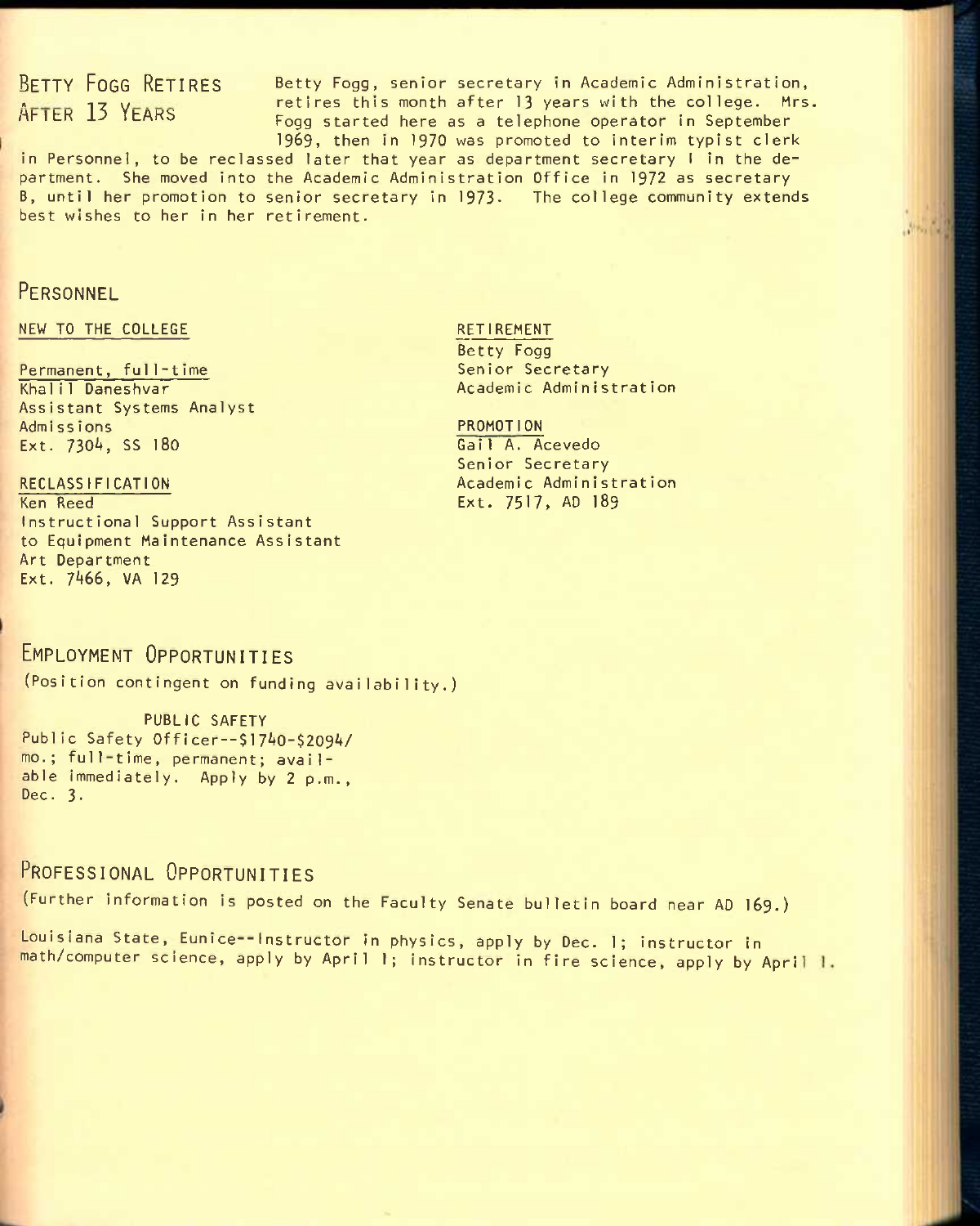## Betty Fogg Retires After 13 Years

Betty Fogg, senior secretary in Academic Administration, retires this month after 13 years with the college. Mrs. Fogg started here as a telephone operator in September 1969, then in 1970 was promoted to interim typist clerk in Personnel, to be reclassed later that year as department secretary I in the department. She moved into the Academic Administration Office in 1972 as secretary B, until her promotion to senior secretary in 1973. The college community extends best wishes to her in her retirement.

## Personnel

NEW TO THE COLLEGE

Permanent, full-time
Khalil Daneshvar
Assistant Systems Analyst
Admissions
Ext. 7304, SS 180

RECLASSIFICATION
Ken Reed
Instructional Support Assistant to Equipment Maintenance Assistant
Art Department
Ext. 7466, VA 129

RETIREMENT
Betty Fogg
Senior Secretary
Academic Administration

PROMOTION
Gail A. Acevedo
Senior Secretary
Academic Administration
Ext. 7517, AD 189

## Employment Opportunities

(Position contingent on funding availability.)

PUBLIC SAFETY
Public Safety Officer--$1740-$2094/mo.; full-time, permanent; available immediately. Apply by 2 p.m., Dec. 3.

## Professional Opportunities

(Further information is posted on the Faculty Senate bulletin board near AD 169.)

Louisiana State, Eunice--Instructor in physics, apply by Dec. 1; instructor in math/computer science, apply by April 1; instructor in fire science, apply by April 1.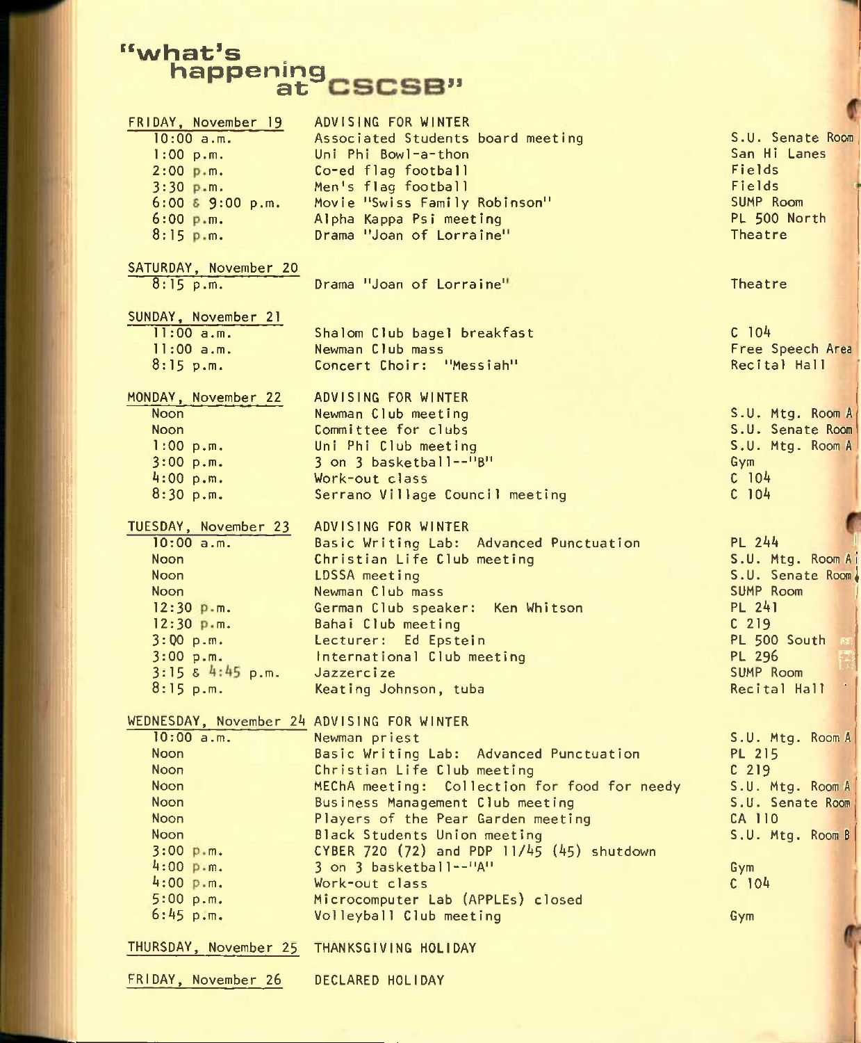# "what's happening at CSCSB"

| | | |
|---|---|---|
| **FRIDAY, November 19** | ADVISING FOR WINTER | |
| 10:00 a.m. | Associated Students board meeting | S.U. Senate Room |
| 1:00 p.m. | Uni Phi Bowl-a-thon | San Hi Lanes |
| 2:00 p.m. | Co-ed flag football | Fields |
| 3:30 p.m. | Men's flag football | Fields |
| 6:00 & 9:00 p.m. | Movie "Swiss Family Robinson" | SUMP Room |
| 6:00 p.m. | Alpha Kappa Psi meeting | PL 500 North |
| 8:15 p.m. | Drama "Joan of Lorraine" | Theatre |
| **SATURDAY, November 20** | | |
| 8:15 p.m. | Drama "Joan of Lorraine" | Theatre |
| **SUNDAY, November 21** | | |
| 11:00 a.m. | Shalom Club bagel breakfast | C 104 |
| 11:00 a.m. | Newman Club mass | Free Speech Area |
| 8:15 p.m. | Concert Choir: "Messiah" | Recital Hall |
| **MONDAY, November 22** | ADVISING FOR WINTER | |
| Noon | Newman Club meeting | S.U. Mtg. Room A |
| Noon | Committee for clubs | S.U. Senate Room |
| 1:00 p.m. | Uni Phi Club meeting | S.U. Mtg. Room A |
| 3:00 p.m. | 3 on 3 basketball--"B" | Gym |
| 4:00 p.m. | Work-out class | C 104 |
| 8:30 p.m. | Serrano Village Council meeting | C 104 |
| **TUESDAY, November 23** | ADVISING FOR WINTER | |
| 10:00 a.m. | Basic Writing Lab: Advanced Punctuation | PL 244 |
| Noon | Christian Life Club meeting | S.U. Mtg. Room A |
| Noon | LDSSA meeting | S.U. Senate Room |
| Noon | Newman Club mass | SUMP Room |
| 12:30 p.m. | German Club speaker: Ken Whitson | PL 241 |
| 12:30 p.m. | Bahai Club meeting | C 219 |
| 3:00 p.m. | Lecturer: Ed Epstein | PL 500 South |
| 3:00 p.m. | International Club meeting | PL 296 |
| 3:15 & 4:45 p.m. | Jazzercize | SUMP Room |
| 8:15 p.m. | Keating Johnson, tuba | Recital Hall |
| **WEDNESDAY, November 24** | ADVISING FOR WINTER | |
| 10:00 a.m. | Newman priest | S.U. Mtg. Room A |
| Noon | Basic Writing Lab: Advanced Punctuation | PL 215 |
| Noon | Christian Life Club meeting | C 219 |
| Noon | MEChA meeting: Collection for food for needy | S.U. Mtg. Room A |
| Noon | Business Management Club meeting | S.U. Senate Room |
| Noon | Players of the Pear Garden meeting | CA 110 |
| Noon | Black Students Union meeting | S.U. Mtg. Room B |
| 3:00 p.m. | CYBER 720 (72) and PDP 11/45 (45) shutdown | |
| 4:00 p.m. | 3 on 3 basketball--"A" | Gym |
| 4:00 p.m. | Work-out class | C 104 |
| 5:00 p.m. | Microcomputer Lab (APPLEs) closed | |
| 6:45 p.m. | Volleyball Club meeting | Gym |
| **THURSDAY, November 25** | THANKSGIVING HOLIDAY | |
| **FRIDAY, November 26** | DECLARED HOLIDAY | |